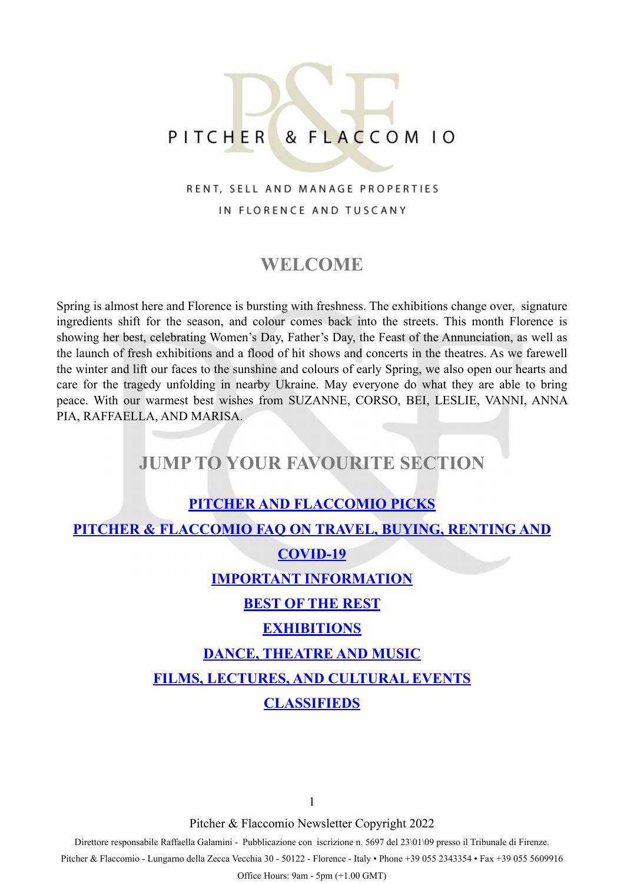# PITCHER & FLACCOMIO

RENT, SELL AND MANAGE PROPERTIES
IN FLORENCE AND TUSCANY

## WELCOME

Spring is almost here and Florence is bursting with freshness. The exhibitions change over, signature ingredients shift for the season, and colour comes back into the streets. This month Florence is showing her best, celebrating Women's Day, Father's Day, the Feast of the Annunciation, as well as the launch of fresh exhibitions and a flood of hit shows and concerts in the theatres. As we farewell the winter and lift our faces to the sunshine and colours of early Spring, we also open our hearts and care for the tragedy unfolding in nearby Ukraine. May everyone do what they are able to bring peace. With our warmest best wishes from SUZANNE, CORSO, BEI, LESLIE, VANNI, ANNA PIA, RAFFAELLA, AND MARISA.

## JUMP TO YOUR FAVOURITE SECTION

**PITCHER AND FLACCOMIO PICKS**

**PITCHER & FLACCOMIO FAQ ON TRAVEL, BUYING, RENTING AND COVID-19**

**IMPORTANT INFORMATION**

**BEST OF THE REST**

**EXHIBITIONS**

**DANCE, THEATRE AND MUSIC**

**FILMS, LECTURES, AND CULTURAL EVENTS**

**CLASSIFIEDS**

Pitcher & Flaccomio Newsletter Copyright 2022

Direttore responsabile Raffaella Galamini - Pubblicazione con iscrizione n. 5697 del 23\01\09 presso il Tribunale di Firenze.

Pitcher & Flaccomio - Lungarno della Zecca Vecchia 30 - 50122 - Florence - Italy • Phone +39 055 2343354 • Fax +39 055 5609916

Office Hours: 9am - 5pm (+1.00 GMT)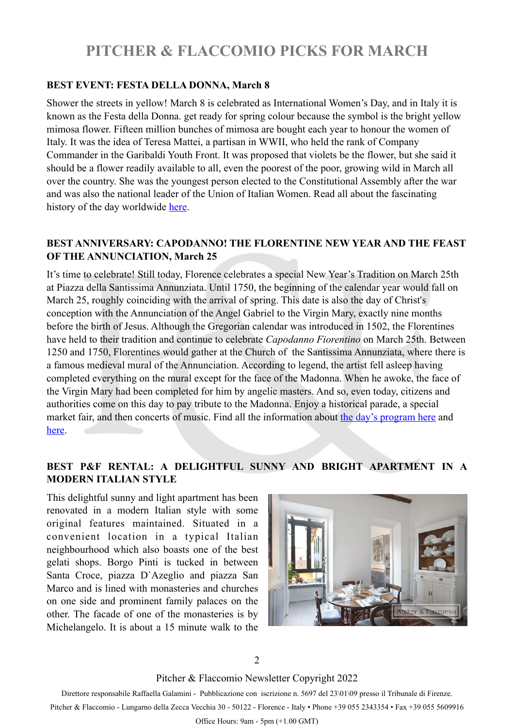# PITCHER & FLACCOMIO PICKS FOR MARCH

**BEST EVENT: FESTA DELLA DONNA, March 8**

Shower the streets in yellow! March 8 is celebrated as International Women's Day, and in Italy it is known as the Festa della Donna. get ready for spring colour because the symbol is the bright yellow mimosa flower. Fifteen million bunches of mimosa are bought each year to honour the women of Italy. It was the idea of Teresa Mattei, a partisan in WWII, who held the rank of Company Commander in the Garibaldi Youth Front. It was proposed that violets be the flower, but she said it should be a flower readily available to all, even the poorest of the poor, growing wild in March all over the country. She was the youngest person elected to the Constitutional Assembly after the war and was also the national leader of the Union of Italian Women. Read all about the fascinating history of the day worldwide here.

**BEST ANNIVERSARY: CAPODANNO! THE FLORENTINE NEW YEAR AND THE FEAST OF THE ANNUNCIATION, March 25**

It's time to celebrate! Still today, Florence celebrates a special New Year's Tradition on March 25th at Piazza della Santissima Annunziata. Until 1750, the beginning of the calendar year would fall on March 25, roughly coinciding with the arrival of spring. This date is also the day of Christ's conception with the Annunciation of the Angel Gabriel to the Virgin Mary, exactly nine months before the birth of Jesus. Although the Gregorian calendar was introduced in 1502, the Florentines have held to their tradition and continue to celebrate *Capodanno Fiorentino* on March 25th. Between 1250 and 1750, Florentines would gather at the Church of the Santissima Annunziata, where there is a famous medieval mural of the Annunciation. According to legend, the artist fell asleep having completed everything on the mural except for the face of the Madonna. When he awoke, the face of the Virgin Mary had been completed for him by angelic masters. And so, even today, citizens and authorities come on this day to pay tribute to the Madonna. Enjoy a historical parade, a special market fair, and then concerts of music. Find all the information about the day's program here and here.

**BEST P&F RENTAL: A DELIGHTFUL SUNNY AND BRIGHT APARTMENT IN A MODERN ITALIAN STYLE**

This delightful sunny and light apartment has been renovated in a modern Italian style with some original features maintained. Situated in a convenient location in a typical Italian neighbourhood which also boasts one of the best gelati shops. Borgo Pinti is tucked in between Santa Croce, piazza D`Azeglio and piazza San Marco and is lined with monasteries and churches on one side and prominent family palaces on the other. The facade of one of the monasteries is by Michelangelo. It is about a 15 minute walk to the

Pitcher & Flaccomio Newsletter Copyright 2022

Direttore responsabile Raffaella Galamini - Pubblicazione con iscrizione n. 5697 del 23\01\09 presso il Tribunale di Firenze.

Pitcher & Flaccomio - Lungarno della Zecca Vecchia 30 - 50122 - Florence - Italy • Phone +39 055 2343354 • Fax +39 055 5609916

Office Hours: 9am - 5pm (+1.00 GMT)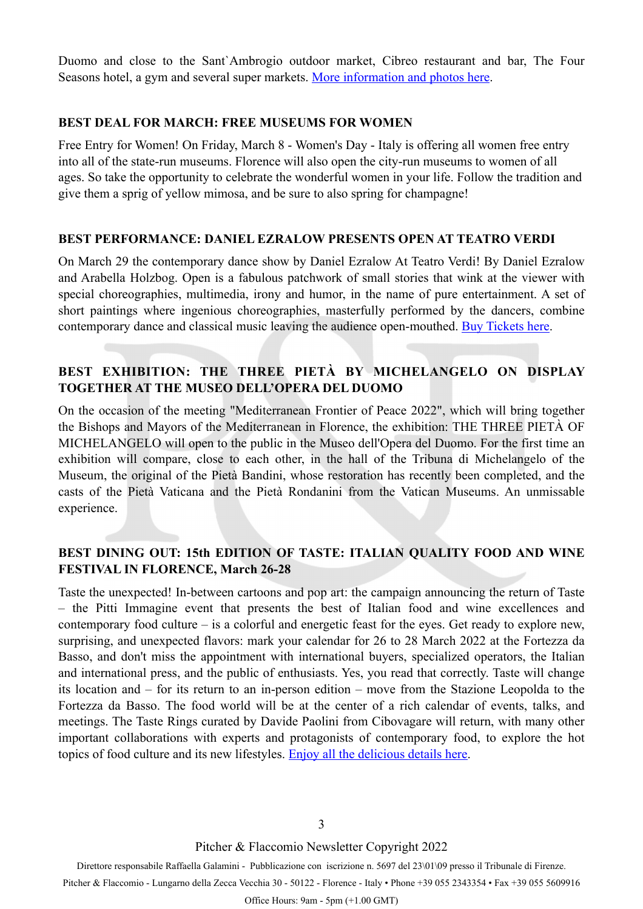Duomo and close to the Sant`Ambrogio outdoor market, Cibreo restaurant and bar, The Four Seasons hotel, a gym and several super markets. [More information and photos here](#).

## BEST DEAL FOR MARCH: FREE MUSEUMS FOR WOMEN

Free Entry for Women! On Friday, March 8 - Women's Day - Italy is offering all women free entry into all of the state-run museums. Florence will also open the city-run museums to women of all ages. So take the opportunity to celebrate the wonderful women in your life. Follow the tradition and give them a sprig of yellow mimosa, and be sure to also spring for champagne!

## BEST PERFORMANCE: DANIEL EZRALOW PRESENTS OPEN AT TEATRO VERDI

On March 29 the contemporary dance show by Daniel Ezralow At Teatro Verdi! By Daniel Ezralow and Arabella Holzbog. Open is a fabulous patchwork of small stories that wink at the viewer with special choreographies, multimedia, irony and humor, in the name of pure entertainment. A set of short paintings where ingenious choreographies, masterfully performed by the dancers, combine contemporary dance and classical music leaving the audience open-mouthed. [Buy Tickets here](#).

## BEST EXHIBITION: THE THREE PIETÀ BY MICHELANGELO ON DISPLAY TOGETHER AT THE MUSEO DELL'OPERA DEL DUOMO

On the occasion of the meeting "Mediterranean Frontier of Peace 2022", which will bring together the Bishops and Mayors of the Mediterranean in Florence, the exhibition: THE THREE PIETÀ OF MICHELANGELO will open to the public in the Museo dell'Opera del Duomo. For the first time an exhibition will compare, close to each other, in the hall of the Tribuna di Michelangelo of the Museum, the original of the Pietà Bandini, whose restoration has recently been completed, and the casts of the Pietà Vaticana and the Pietà Rondanini from the Vatican Museums. An unmissable experience.

## BEST DINING OUT: 15th EDITION OF TASTE: ITALIAN QUALITY FOOD AND WINE FESTIVAL IN FLORENCE, March 26-28

Taste the unexpected! In-between cartoons and pop art: the campaign announcing the return of Taste – the Pitti Immagine event that presents the best of Italian food and wine excellences and contemporary food culture – is a colorful and energetic feast for the eyes. Get ready to explore new, surprising, and unexpected flavors: mark your calendar for 26 to 28 March 2022 at the Fortezza da Basso, and don't miss the appointment with international buyers, specialized operators, the Italian and international press, and the public of enthusiasts. Yes, you read that correctly. Taste will change its location and – for its return to an in-person edition – move from the Stazione Leopolda to the Fortezza da Basso. The food world will be at the center of a rich calendar of events, talks, and meetings. The Taste Rings curated by Davide Paolini from Cibovagare will return, with many other important collaborations with experts and protagonists of contemporary food, to explore the hot topics of food culture and its new lifestyles. [Enjoy all the delicious details here](#).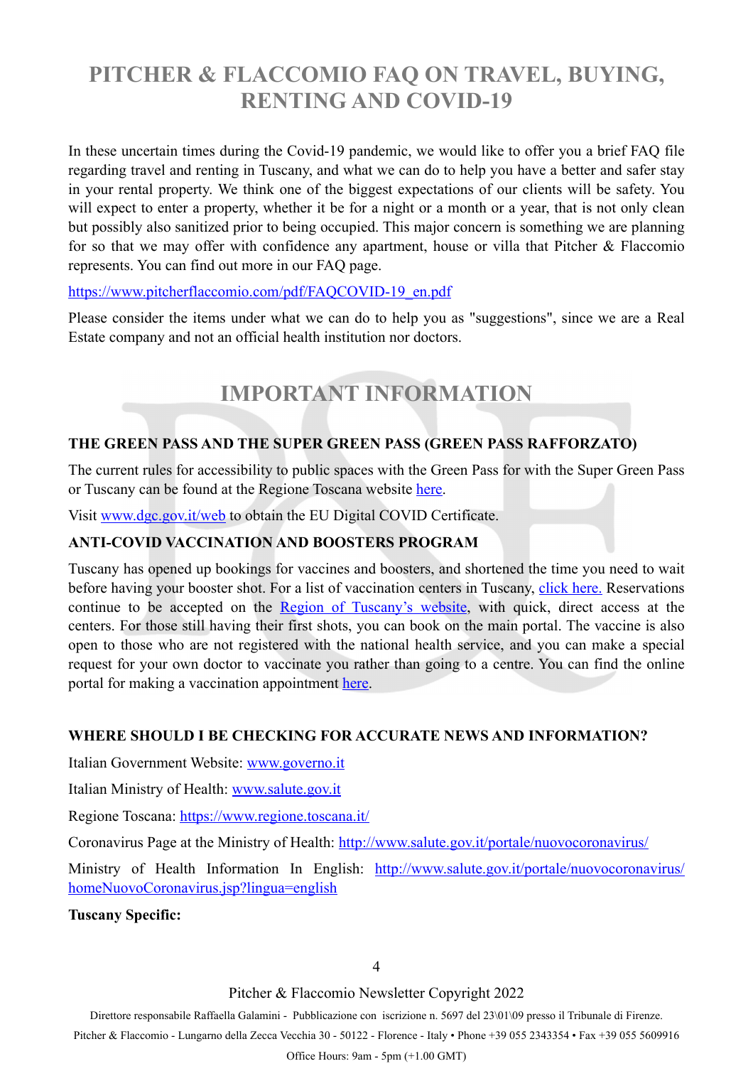# PITCHER & FLACCOMIO FAQ ON TRAVEL, BUYING, RENTING AND COVID-19

In these uncertain times during the Covid-19 pandemic, we would like to offer you a brief FAQ file regarding travel and renting in Tuscany, and what we can do to help you have a better and safer stay in your rental property. We think one of the biggest expectations of our clients will be safety. You will expect to enter a property, whether it be for a night or a month or a year, that is not only clean but possibly also sanitized prior to being occupied. This major concern is something we are planning for so that we may offer with confidence any apartment, house or villa that Pitcher & Flaccomio represents. You can find out more in our FAQ page.

[https://www.pitcherflaccomio.com/pdf/FAQCOVID-19_en.pdf](https://www.pitcherflaccomio.com/pdf/FAQCOVID-19_en.pdf)

Please consider the items under what we can do to help you as "suggestions", since we are a Real Estate company and not an official health institution nor doctors.

## IMPORTANT INFORMATION

**THE GREEN PASS AND THE SUPER GREEN PASS (GREEN PASS RAFFORZATO)**

The current rules for accessibility to public spaces with the Green Pass for with the Super Green Pass or Tuscany can be found at the Regione Toscana website here.

Visit www.dgc.gov.it/web to obtain the EU Digital COVID Certificate.

**ANTI-COVID VACCINATION AND BOOSTERS PROGRAM**

Tuscany has opened up bookings for vaccines and boosters, and shortened the time you need to wait before having your booster shot. For a list of vaccination centers in Tuscany, click here. Reservations continue to be accepted on the Region of Tuscany's website, with quick, direct access at the centers. For those still having their first shots, you can book on the main portal. The vaccine is also open to those who are not registered with the national health service, and you can make a special request for your own doctor to vaccinate you rather than going to a centre. You can find the online portal for making a vaccination appointment here.

**WHERE SHOULD I BE CHECKING FOR ACCURATE NEWS AND INFORMATION?**

Italian Government Website: www.governo.it

Italian Ministry of Health: www.salute.gov.it

Regione Toscana: https://www.regione.toscana.it/

Coronavirus Page at the Ministry of Health: http://www.salute.gov.it/portale/nuovocoronavirus/

Ministry of Health Information In English: http://www.salute.gov.it/portale/nuovocoronavirus/homeNuovoCoronavirus.jsp?lingua=english

**Tuscany Specific:**

Pitcher & Flaccomio Newsletter Copyright 2022

Direttore responsabile Raffaella Galamini - Pubblicazione con iscrizione n. 5697 del 23\01\09 presso il Tribunale di Firenze.

Pitcher & Flaccomio - Lungarno della Zecca Vecchia 30 - 50122 - Florence - Italy • Phone +39 055 2343354 • Fax +39 055 5609916

Office Hours: 9am - 5pm (+1.00 GMT)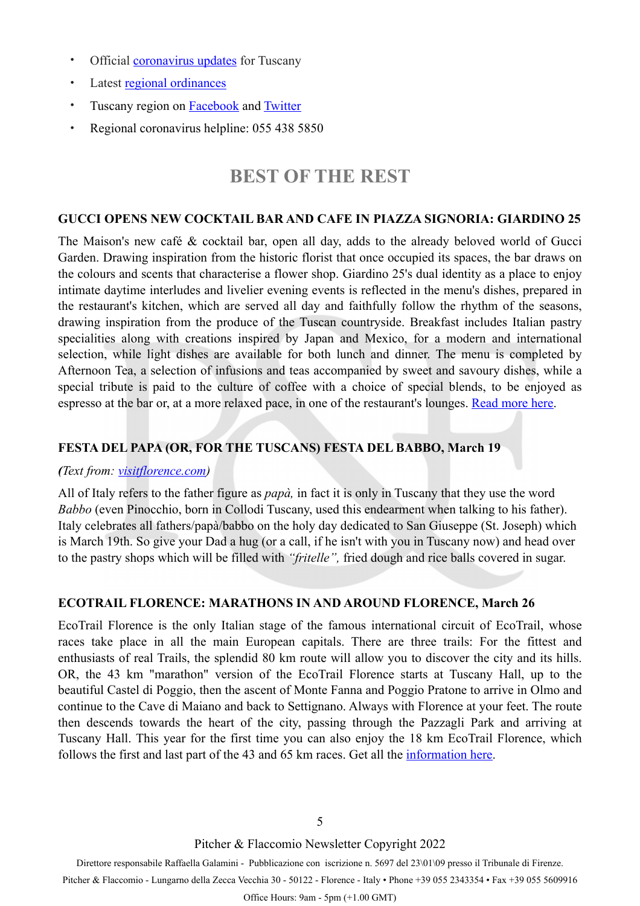- Official [coronavirus updates](#) for Tuscany
- Latest [regional ordinances](#)
- Tuscany region on [Facebook](#) and [Twitter](#)
- Regional coronavirus helpline: 055 438 5850

## BEST OF THE REST

### GUCCI OPENS NEW COCKTAIL BAR AND CAFE IN PIAZZA SIGNORIA: GIARDINO 25

The Maison's new café & cocktail bar, open all day, adds to the already beloved world of Gucci Garden. Drawing inspiration from the historic florist that once occupied its spaces, the bar draws on the colours and scents that characterise a flower shop. Giardino 25's dual identity as a place to enjoy intimate daytime interludes and livelier evening events is reflected in the menu's dishes, prepared in the restaurant's kitchen, which are served all day and faithfully follow the rhythm of the seasons, drawing inspiration from the produce of the Tuscan countryside. Breakfast includes Italian pastry specialities along with creations inspired by Japan and Mexico, for a modern and international selection, while light dishes are available for both lunch and dinner. The menu is completed by Afternoon Tea, a selection of infusions and teas accompanied by sweet and savoury dishes, while a special tribute is paid to the culture of coffee with a choice of special blends, to be enjoyed as espresso at the bar or, at a more relaxed pace, in one of the restaurant's lounges. [Read more here](#).

### FESTA DEL PAPA (OR, FOR THE TUSCANS) FESTA DEL BABBO, March 19

*(Text from: [visitflorence.com](#))*

All of Italy refers to the father figure as *papà,* in fact it is only in Tuscany that they use the word *Babbo* (even Pinocchio, born in Collodi Tuscany, used this endearment when talking to his father). Italy celebrates all fathers/papà/babbo on the holy day dedicated to San Giuseppe (St. Joseph) which is March 19th. So give your Dad a hug (or a call, if he isn't with you in Tuscany now) and head over to the pastry shops which will be filled with *"fritelle",* fried dough and rice balls covered in sugar.

### ECOTRAIL FLORENCE: MARATHONS IN AND AROUND FLORENCE, March 26

EcoTrail Florence is the only Italian stage of the famous international circuit of EcoTrail, whose races take place in all the main European capitals. There are three trails: For the fittest and enthusiasts of real Trails, the splendid 80 km route will allow you to discover the city and its hills. OR, the 43 km "marathon" version of the EcoTrail Florence starts at Tuscany Hall, up to the beautiful Castel di Poggio, then the ascent of Monte Fanna and Poggio Pratone to arrive in Olmo and continue to the Cave di Maiano and back to Settignano. Always with Florence at your feet. The route then descends towards the heart of the city, passing through the Pazzagli Park and arriving at Tuscany Hall. This year for the first time you can also enjoy the 18 km EcoTrail Florence, which follows the first and last part of the 43 and 65 km races. Get all the [information here](#).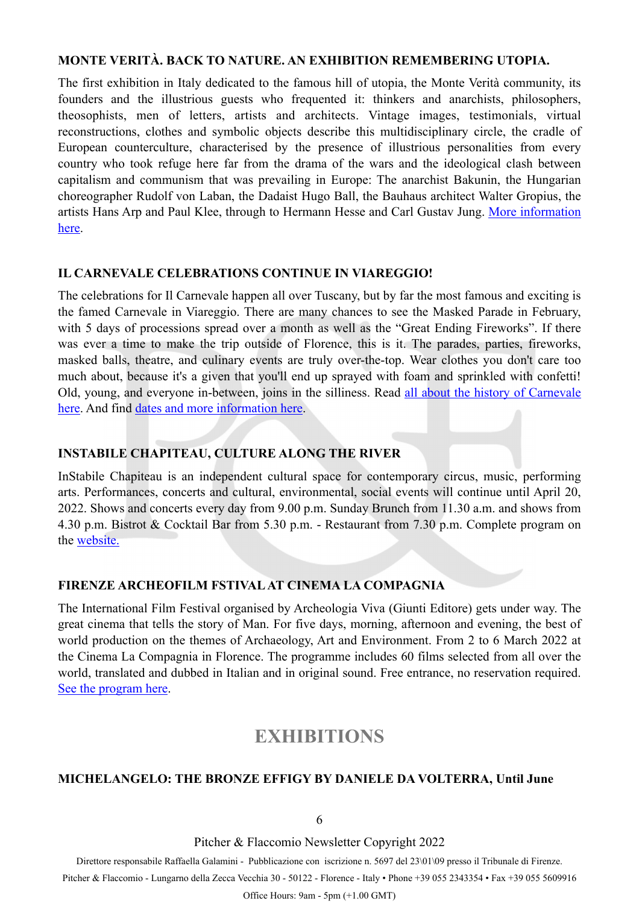### MONTE VERITÀ. BACK TO NATURE. AN EXHIBITION REMEMBERING UTOPIA.

The first exhibition in Italy dedicated to the famous hill of utopia, the Monte Verità community, its founders and the illustrious guests who frequented it: thinkers and anarchists, philosophers, theosophists, men of letters, artists and architects. Vintage images, testimonials, virtual reconstructions, clothes and symbolic objects describe this multidisciplinary circle, the cradle of European counterculture, characterised by the presence of illustrious personalities from every country who took refuge here far from the drama of the wars and the ideological clash between capitalism and communism that was prevailing in Europe: The anarchist Bakunin, the Hungarian choreographer Rudolf von Laban, the Dadaist Hugo Ball, the Bauhaus architect Walter Gropius, the artists Hans Arp and Paul Klee, through to Hermann Hesse and Carl Gustav Jung. More information here.

### IL CARNEVALE CELEBRATIONS CONTINUE IN VIAREGGIO!

The celebrations for Il Carnevale happen all over Tuscany, but by far the most famous and exciting is the famed Carnevale in Viareggio. There are many chances to see the Masked Parade in February, with 5 days of processions spread over a month as well as the "Great Ending Fireworks". If there was ever a time to make the trip outside of Florence, this is it. The parades, parties, fireworks, masked balls, theatre, and culinary events are truly over-the-top. Wear clothes you don't care too much about, because it's a given that you'll end up sprayed with foam and sprinkled with confetti! Old, young, and everyone in-between, joins in the silliness. Read all about the history of Carnevale here. And find dates and more information here.

### INSTABILE CHAPITEAU, CULTURE ALONG THE RIVER

InStabile Chapiteau is an independent cultural space for contemporary circus, music, performing arts. Performances, concerts and cultural, environmental, social events will continue until April 20, 2022. Shows and concerts every day from 9.00 p.m. Sunday Brunch from 11.30 a.m. and shows from 4.30 p.m. Bistrot & Cocktail Bar from 5.30 p.m. - Restaurant from 7.30 p.m. Complete program on the website.

### FIRENZE ARCHEOFILM FSTIVAL AT CINEMA LA COMPAGNIA

The International Film Festival organised by Archeologia Viva (Giunti Editore) gets under way. The great cinema that tells the story of Man. For five days, morning, afternoon and evening, the best of world production on the themes of Archaeology, Art and Environment. From 2 to 6 March 2022 at the Cinema La Compagnia in Florence. The programme includes 60 films selected from all over the world, translated and dubbed in Italian and in original sound. Free entrance, no reservation required. See the program here.

## EXHIBITIONS

### MICHELANGELO: THE BRONZE EFFIGY BY DANIELE DA VOLTERRA, Until June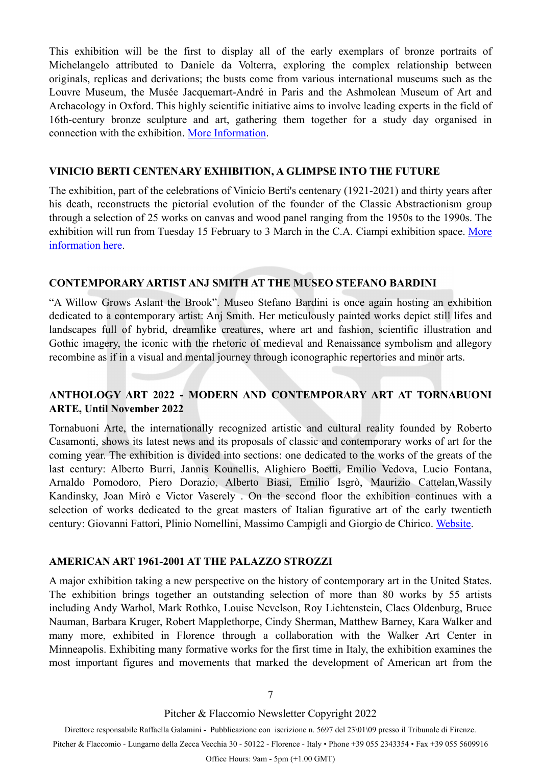This exhibition will be the first to display all of the early exemplars of bronze portraits of Michelangelo attributed to Daniele da Volterra, exploring the complex relationship between originals, replicas and derivations; the busts come from various international museums such as the Louvre Museum, the Musée Jacquemart-André in Paris and the Ashmolean Museum of Art and Archaeology in Oxford. This highly scientific initiative aims to involve leading experts in the field of 16th-century bronze sculpture and art, gathering them together for a study day organised in connection with the exhibition. More Information.

### VINICIO BERTI CENTENARY EXHIBITION, A GLIMPSE INTO THE FUTURE

The exhibition, part of the celebrations of Vinicio Berti's centenary (1921-2021) and thirty years after his death, reconstructs the pictorial evolution of the founder of the Classic Abstractionism group through a selection of 25 works on canvas and wood panel ranging from the 1950s to the 1990s. The exhibition will run from Tuesday 15 February to 3 March in the C.A. Ciampi exhibition space. More information here.

### CONTEMPORARY ARTIST ANJ SMITH AT THE MUSEO STEFANO BARDINI

"A Willow Grows Aslant the Brook". Museo Stefano Bardini is once again hosting an exhibition dedicated to a contemporary artist: Anj Smith. Her meticulously painted works depict still lifes and landscapes full of hybrid, dreamlike creatures, where art and fashion, scientific illustration and Gothic imagery, the iconic with the rhetoric of medieval and Renaissance symbolism and allegory recombine as if in a visual and mental journey through iconographic repertories and minor arts.

### ANTHOLOGY ART 2022 - MODERN AND CONTEMPORARY ART AT TORNABUONI ARTE, Until November 2022

Tornabuoni Arte, the internationally recognized artistic and cultural reality founded by Roberto Casamonti, shows its latest news and its proposals of classic and contemporary works of art for the coming year. The exhibition is divided into sections: one dedicated to the works of the greats of the last century: Alberto Burri, Jannis Kounellis, Alighiero Boetti, Emilio Vedova, Lucio Fontana, Arnaldo Pomodoro, Piero Dorazio, Alberto Biasi, Emilio Isgrò, Maurizio Cattelan,Wassily Kandinsky, Joan Mirò e Victor Vaserely . On the second floor the exhibition continues with a selection of works dedicated to the great masters of Italian figurative art of the early twentieth century: Giovanni Fattori, Plinio Nomellini, Massimo Campigli and Giorgio de Chirico. Website.

### AMERICAN ART 1961-2001 AT THE PALAZZO STROZZI

A major exhibition taking a new perspective on the history of contemporary art in the United States. The exhibition brings together an outstanding selection of more than 80 works by 55 artists including Andy Warhol, Mark Rothko, Louise Nevelson, Roy Lichtenstein, Claes Oldenburg, Bruce Nauman, Barbara Kruger, Robert Mapplethorpe, Cindy Sherman, Matthew Barney, Kara Walker and many more, exhibited in Florence through a collaboration with the Walker Art Center in Minneapolis. Exhibiting many formative works for the first time in Italy, the exhibition examines the most important figures and movements that marked the development of American art from the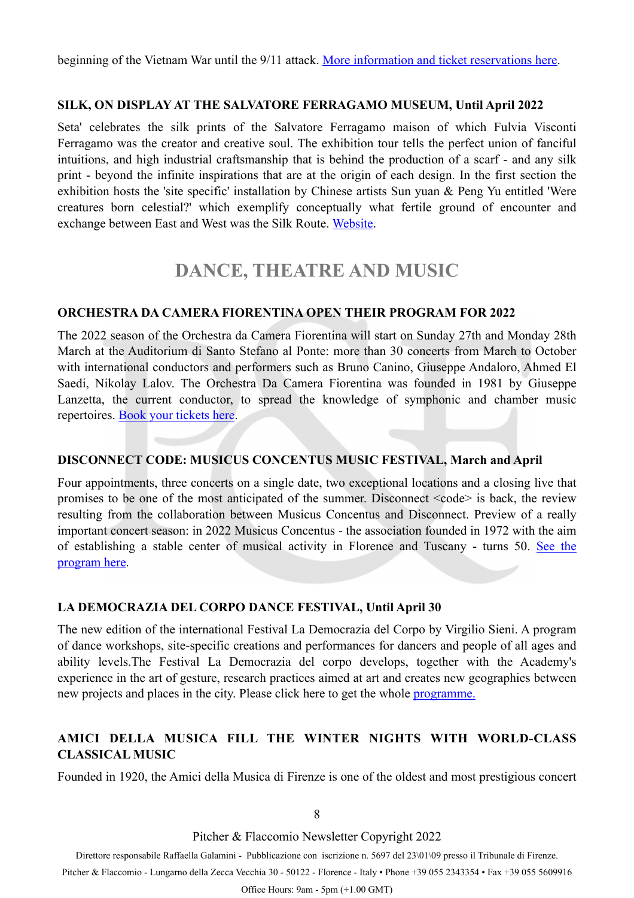beginning of the Vietnam War until the 9/11 attack. More information and ticket reservations here.

### SILK, ON DISPLAY AT THE SALVATORE FERRAGAMO MUSEUM, Until April 2022

Seta' celebrates the silk prints of the Salvatore Ferragamo maison of which Fulvia Visconti Ferragamo was the creator and creative soul. The exhibition tour tells the perfect union of fanciful intuitions, and high industrial craftsmanship that is behind the production of a scarf - and any silk print - beyond the infinite inspirations that are at the origin of each design. In the first section the exhibition hosts the 'site specific' installation by Chinese artists Sun yuan & Peng Yu entitled 'Were creatures born celestial?' which exemplify conceptually what fertile ground of encounter and exchange between East and West was the Silk Route. Website.

## DANCE, THEATRE AND MUSIC

### ORCHESTRA DA CAMERA FIORENTINA OPEN THEIR PROGRAM FOR 2022

The 2022 season of the Orchestra da Camera Fiorentina will start on Sunday 27th and Monday 28th March at the Auditorium di Santo Stefano al Ponte: more than 30 concerts from March to October with international conductors and performers such as Bruno Canino, Giuseppe Andaloro, Ahmed El Saedi, Nikolay Lalov. The Orchestra Da Camera Fiorentina was founded in 1981 by Giuseppe Lanzetta, the current conductor, to spread the knowledge of symphonic and chamber music repertoires. Book your tickets here.

### DISCONNECT CODE: MUSICUS CONCENTUS MUSIC FESTIVAL, March and April

Four appointments, three concerts on a single date, two exceptional locations and a closing live that promises to be one of the most anticipated of the summer. Disconnect <code> is back, the review resulting from the collaboration between Musicus Concentus and Disconnect. Preview of a really important concert season: in 2022 Musicus Concentus - the association founded in 1972 with the aim of establishing a stable center of musical activity in Florence and Tuscany - turns 50. See the program here.

### LA DEMOCRAZIA DEL CORPO DANCE FESTIVAL, Until April 30

The new edition of the international Festival La Democrazia del Corpo by Virgilio Sieni. A program of dance workshops, site-specific creations and performances for dancers and people of all ages and ability levels.The Festival La Democrazia del corpo develops, together with the Academy's experience in the art of gesture, research practices aimed at art and creates new geographies between new projects and places in the city. Please click here to get the whole programme.

### AMICI DELLA MUSICA FILL THE WINTER NIGHTS WITH WORLD-CLASS CLASSICAL MUSIC

Founded in 1920, the Amici della Musica di Firenze is one of the oldest and most prestigious concert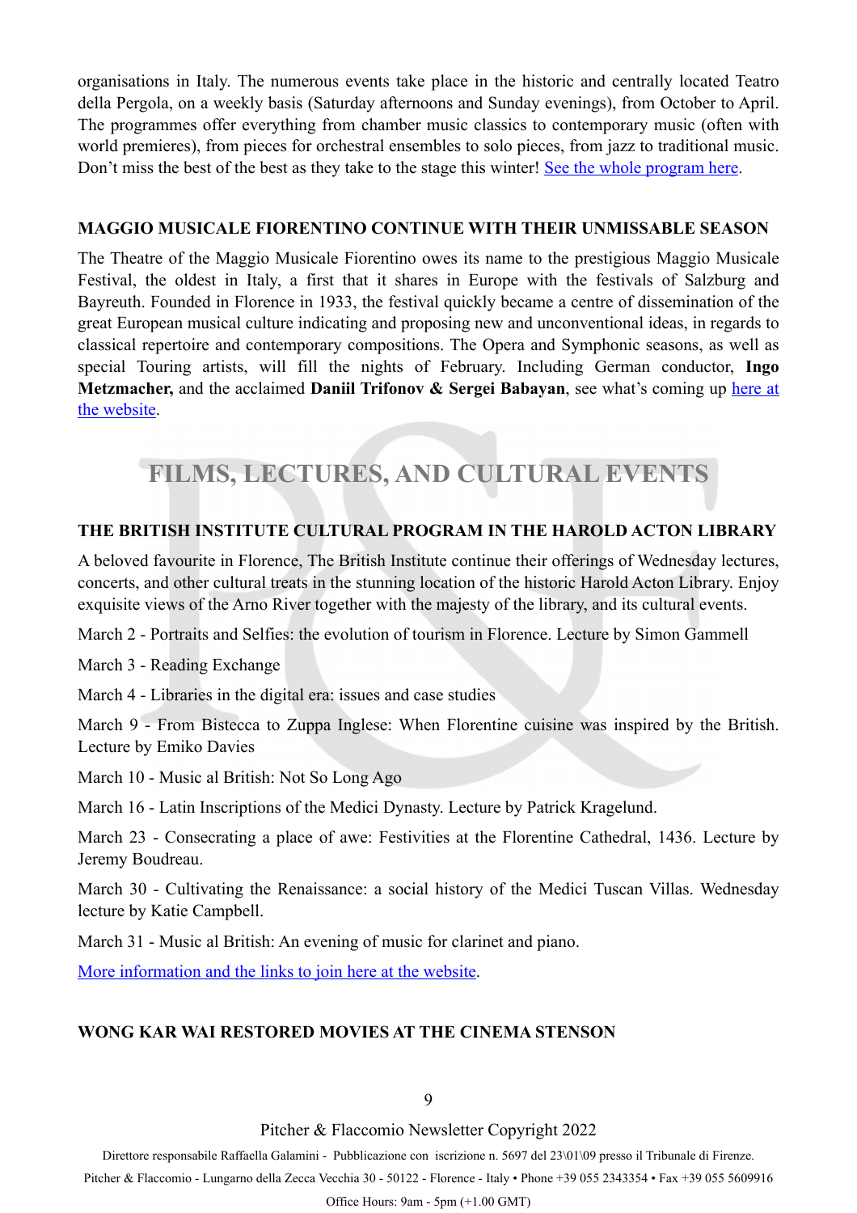organisations in Italy. The numerous events take place in the historic and centrally located Teatro della Pergola, on a weekly basis (Saturday afternoons and Sunday evenings), from October to April. The programmes offer everything from chamber music classics to contemporary music (often with world premieres), from pieces for orchestral ensembles to solo pieces, from jazz to traditional music. Don't miss the best of the best as they take to the stage this winter! [See the whole program here](#).

### MAGGIO MUSICALE FIORENTINO CONTINUE WITH THEIR UNMISSABLE SEASON

The Theatre of the Maggio Musicale Fiorentino owes its name to the prestigious Maggio Musicale Festival, the oldest in Italy, a first that it shares in Europe with the festivals of Salzburg and Bayreuth. Founded in Florence in 1933, the festival quickly became a centre of dissemination of the great European musical culture indicating and proposing new and unconventional ideas, in regards to classical repertoire and contemporary compositions. The Opera and Symphonic seasons, as well as special Touring artists, will fill the nights of February. Including German conductor, **Ingo Metzmacher,** and the acclaimed **Daniil Trifonov & Sergei Babayan**, see what's coming up [here at the website](#).

## FILMS, LECTURES, AND CULTURAL EVENTS

### THE BRITISH INSTITUTE CULTURAL PROGRAM IN THE HAROLD ACTON LIBRARY

A beloved favourite in Florence, The British Institute continue their offerings of Wednesday lectures, concerts, and other cultural treats in the stunning location of the historic Harold Acton Library. Enjoy exquisite views of the Arno River together with the majesty of the library, and its cultural events.

March 2 - Portraits and Selfies: the evolution of tourism in Florence. Lecture by Simon Gammell

March 3 - Reading Exchange

March 4 - Libraries in the digital era: issues and case studies

March 9 - From Bistecca to Zuppa Inglese: When Florentine cuisine was inspired by the British. Lecture by Emiko Davies

March 10 - Music al British: Not So Long Ago

March 16 - Latin Inscriptions of the Medici Dynasty. Lecture by Patrick Kragelund.

March 23 - Consecrating a place of awe: Festivities at the Florentine Cathedral, 1436. Lecture by Jeremy Boudreau.

March 30 - Cultivating the Renaissance: a social history of the Medici Tuscan Villas. Wednesday lecture by Katie Campbell.

March 31 - Music al British: An evening of music for clarinet and piano.

[More information and the links to join here at the website](#).

### WONG KAR WAI RESTORED MOVIES AT THE CINEMA STENSON

Pitcher & Flaccomio Newsletter Copyright 2022

Direttore responsabile Raffaella Galamini - Pubblicazione con iscrizione n. 5697 del 23\01\09 presso il Tribunale di Firenze.

Pitcher & Flaccomio - Lungarno della Zecca Vecchia 30 - 50122 - Florence - Italy • Phone +39 055 2343354 • Fax +39 055 5609916

Office Hours: 9am - 5pm (+1.00 GMT)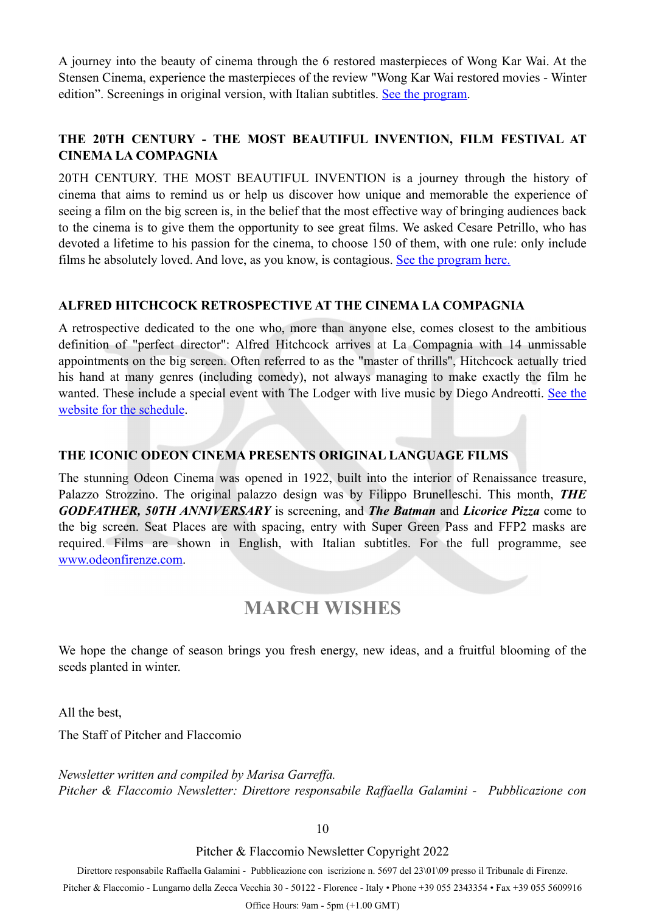A journey into the beauty of cinema through the 6 restored masterpieces of Wong Kar Wai. At the Stensen Cinema, experience the masterpieces of the review "Wong Kar Wai restored movies - Winter edition". Screenings in original version, with Italian subtitles. See the program.

### THE 20TH CENTURY - THE MOST BEAUTIFUL INVENTION, FILM FESTIVAL AT CINEMA LA COMPAGNIA

20TH CENTURY. THE MOST BEAUTIFUL INVENTION is a journey through the history of cinema that aims to remind us or help us discover how unique and memorable the experience of seeing a film on the big screen is, in the belief that the most effective way of bringing audiences back to the cinema is to give them the opportunity to see great films. We asked Cesare Petrillo, who has devoted a lifetime to his passion for the cinema, to choose 150 of them, with one rule: only include films he absolutely loved. And love, as you know, is contagious. See the program here.

### ALFRED HITCHCOCK RETROSPECTIVE AT THE CINEMA LA COMPAGNIA

A retrospective dedicated to the one who, more than anyone else, comes closest to the ambitious definition of "perfect director": Alfred Hitchcock arrives at La Compagnia with 14 unmissable appointments on the big screen. Often referred to as the "master of thrills", Hitchcock actually tried his hand at many genres (including comedy), not always managing to make exactly the film he wanted. These include a special event with The Lodger with live music by Diego Andreotti. See the website for the schedule.

### THE ICONIC ODEON CINEMA PRESENTS ORIGINAL LANGUAGE FILMS

The stunning Odeon Cinema was opened in 1922, built into the interior of Renaissance treasure, Palazzo Strozzino. The original palazzo design was by Filippo Brunelleschi. This month, ***THE GODFATHER, 50TH ANNIVERSARY*** is screening, and ***The Batman*** and ***Licorice Pizza*** come to the big screen. Seat Places are with spacing, entry with Super Green Pass and FFP2 masks are required. Films are shown in English, with Italian subtitles. For the full programme, see www.odeonfirenze.com.

## MARCH WISHES

We hope the change of season brings you fresh energy, new ideas, and a fruitful blooming of the seeds planted in winter.

All the best,

The Staff of Pitcher and Flaccomio

*Newsletter written and compiled by Marisa Garreffa.*
*Pitcher & Flaccomio Newsletter: Direttore responsabile Raffaella Galamini - Pubblicazione con*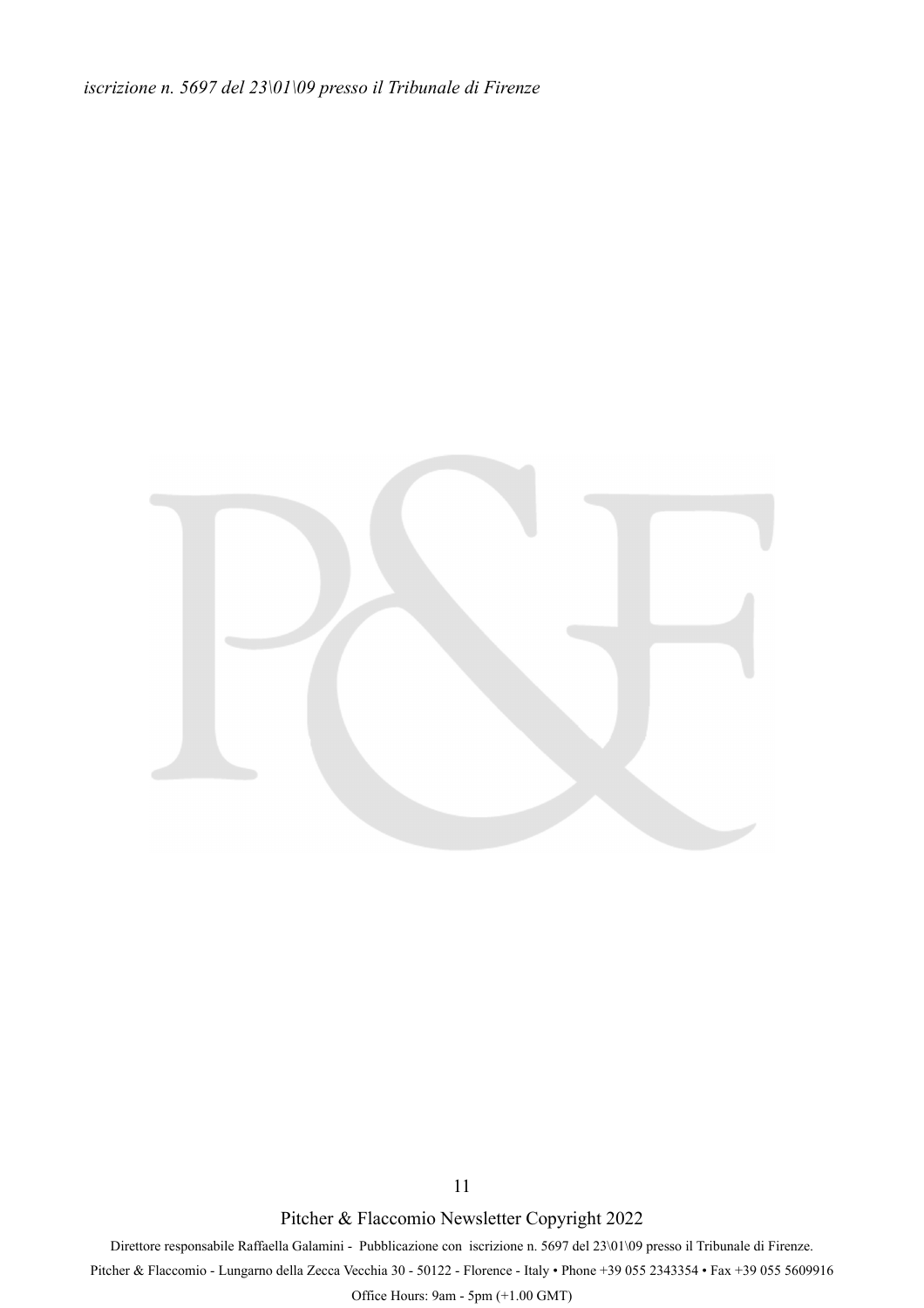*iscrizione n. 5697 del 23\01\09 presso il Tribunale di Firenze*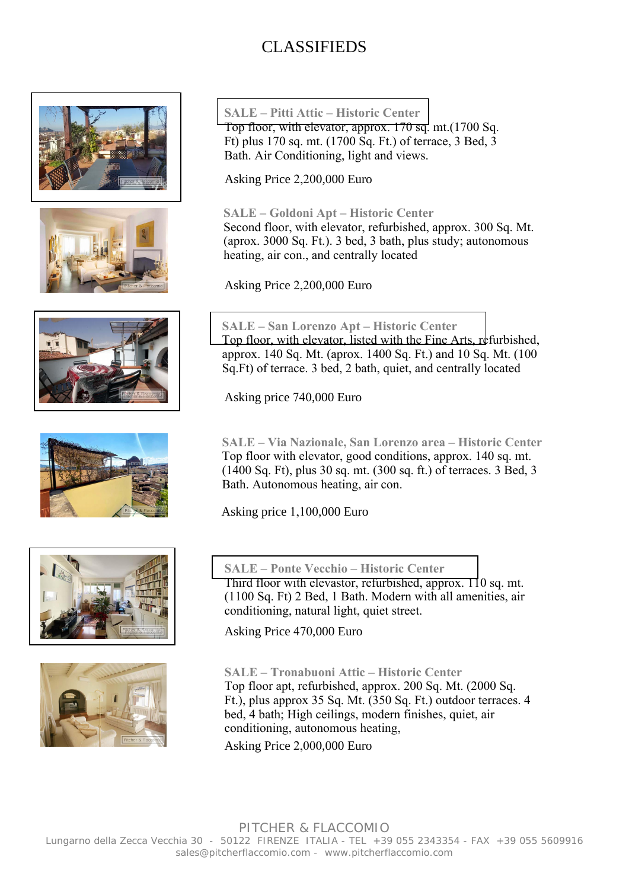# CLASSIFIEDS

**SALE – Pitti Attic – Historic Center**

Top floor, with elevator, approx. 170 sq. mt.(1700 Sq. Ft) plus 170 sq. mt. (1700 Sq. Ft.) of terrace, 3 Bed, 3 Bath. Air Conditioning, light and views.

Asking Price 2,200,000 Euro

**SALE – Goldoni Apt – Historic Center**

Second floor, with elevator, refurbished, approx. 300 Sq. Mt. (aprox. 3000 Sq. Ft.). 3 bed, 3 bath, plus study; autonomous heating, air con., and centrally located

Asking Price 2,200,000 Euro

**SALE – San Lorenzo Apt – Historic Center**

Top floor, with elevator, listed with the Fine Arts, refurbished, approx. 140 Sq. Mt. (aprox. 1400 Sq. Ft.) and 10 Sq. Mt. (100 Sq.Ft) of terrace. 3 bed, 2 bath, quiet, and centrally located

Asking price 740,000 Euro

**SALE – Via Nazionale, San Lorenzo area – Historic Center**

Top floor with elevator, good conditions, approx. 140 sq. mt. (1400 Sq. Ft), plus 30 sq. mt. (300 sq. ft.) of terraces. 3 Bed, 3 Bath. Autonomous heating, air con.

Asking price 1,100,000 Euro

**SALE – Ponte Vecchio – Historic Center**

Third floor with elevastor, refurbished, approx. 110 sq. mt. (1100 Sq. Ft) 2 Bed, 1 Bath. Modern with all amenities, air conditioning, natural light, quiet street.

Asking Price 470,000 Euro

**SALE – Tronabuoni Attic – Historic Center**

Top floor apt, refurbished, approx. 200 Sq. Mt. (2000 Sq. Ft.), plus approx 35 Sq. Mt. (350 Sq. Ft.) outdoor terraces. 4 bed, 4 bath; High ceilings, modern finishes, quiet, air conditioning, autonomous heating,

Asking Price 2,000,000 Euro

PITCHER & FLACCOMIO

Lungarno della Zecca Vecchia 30 - 50122 FIRENZE ITALIA - TEL +39 055 2343354 - FAX +39 055 5609916

sales@pitcherflaccomio.com - www.pitcherflaccomio.com